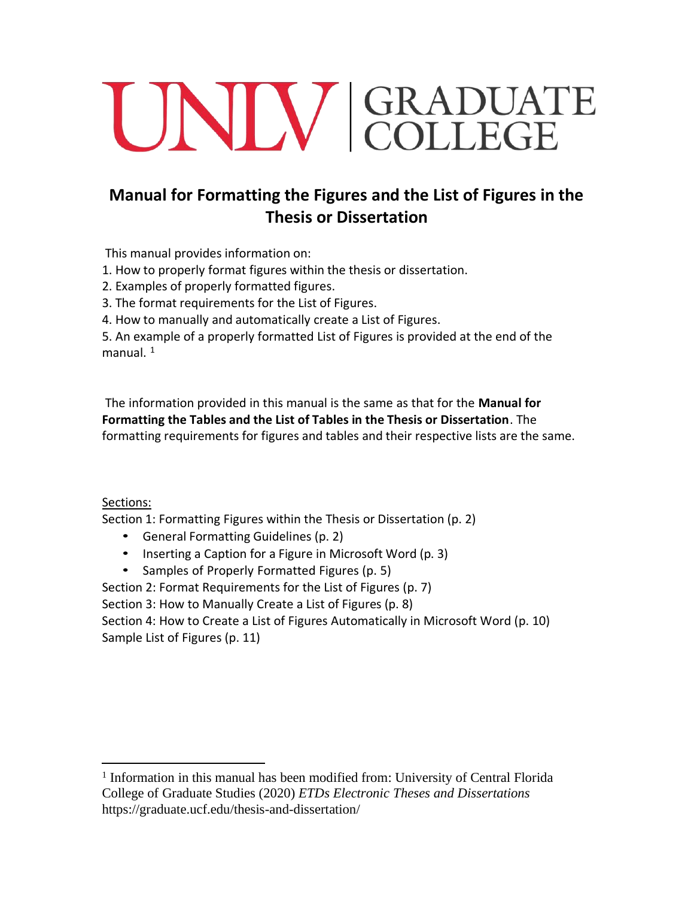UNLV | GRADUATE COLLEGE

# Manual for Formatting the Figures and the List of Figures in the Thesis or Dissertation

This manual provides information on:

1. How to properly format figures within the thesis or dissertation.
2. Examples of properly formatted figures.
3. The format requirements for the List of Figures.
4. How to manually and automatically create a List of Figures.
5. An example of a properly formatted List of Figures is provided at the end of the manual. [1]

The information provided in this manual is the same as that for the **Manual for Formatting the Tables and the List of Tables in the Thesis or Dissertation**. The formatting requirements for figures and tables and their respective lists are the same.

Sections:

Section 1: Formatting Figures within the Thesis or Dissertation (p. 2)

- General Formatting Guidelines (p. 2)
- Inserting a Caption for a Figure in Microsoft Word (p. 3)
- Samples of Properly Formatted Figures (p. 5)

Section 2: Format Requirements for the List of Figures (p. 7)

Section 3: How to Manually Create a List of Figures (p. 8)

Section 4: How to Create a List of Figures Automatically in Microsoft Word (p. 10)

Sample List of Figures (p. 11)

---

[1] Information in this manual has been modified from: University of Central Florida College of Graduate Studies (2020) *ETDs Electronic Theses and Dissertations* https://graduate.ucf.edu/thesis-and-dissertation/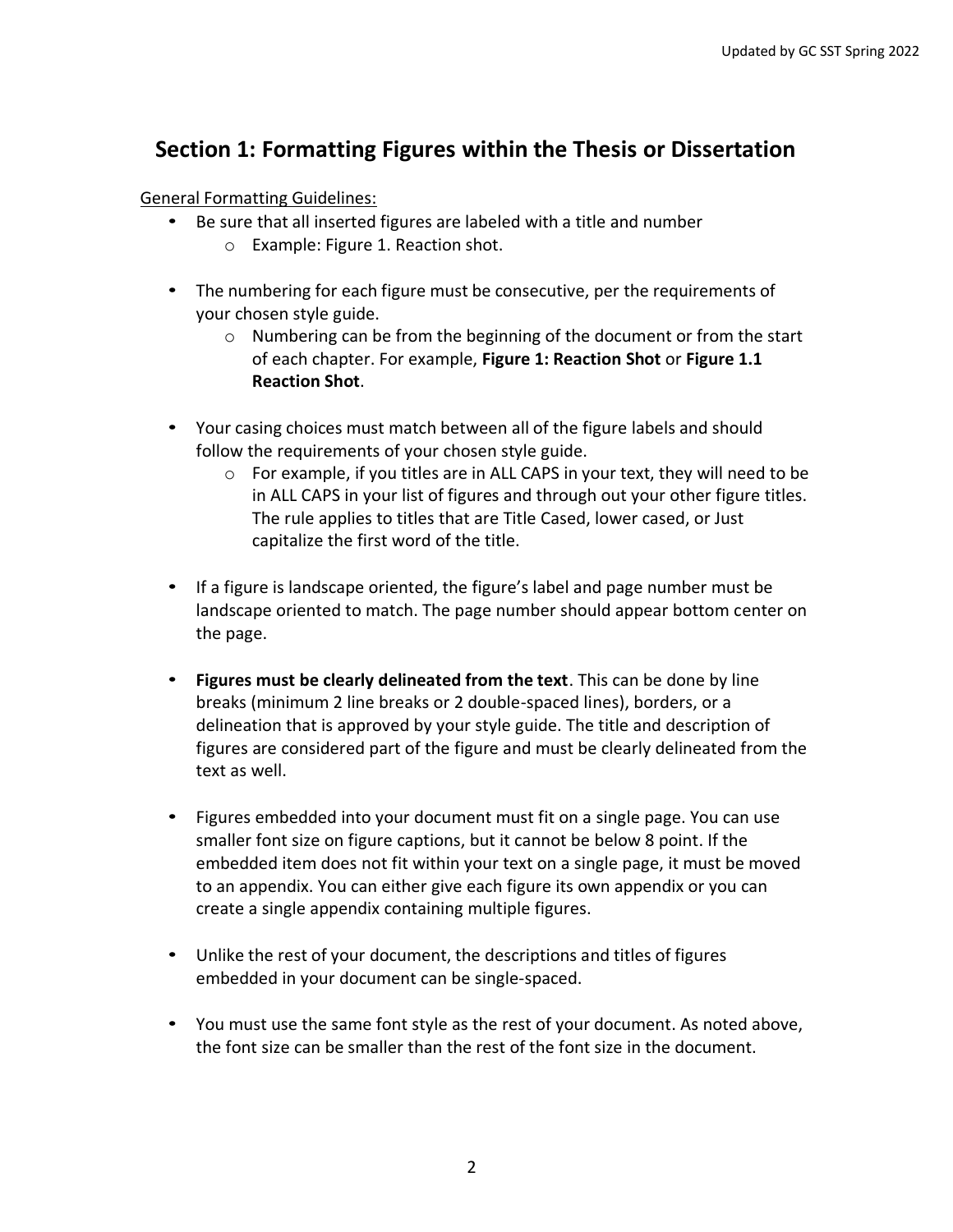# Section 1: Formatting Figures within the Thesis or Dissertation

<u>General Formatting Guidelines:</u>

- Be sure that all inserted figures are labeled with a title and number
  - Example: Figure 1. Reaction shot.

- The numbering for each figure must be consecutive, per the requirements of your chosen style guide.
  - Numbering can be from the beginning of the document or from the start of each chapter. For example, **Figure 1: Reaction Shot** or **Figure 1.1 Reaction Shot**.

- Your casing choices must match between all of the figure labels and should follow the requirements of your chosen style guide.
  - For example, if you titles are in ALL CAPS in your text, they will need to be in ALL CAPS in your list of figures and through out your other figure titles. The rule applies to titles that are Title Cased, lower cased, or Just capitalize the first word of the title.

- If a figure is landscape oriented, the figure's label and page number must be landscape oriented to match. The page number should appear bottom center on the page.

- **Figures must be clearly delineated from the text**. This can be done by line breaks (minimum 2 line breaks or 2 double-spaced lines), borders, or a delineation that is approved by your style guide. The title and description of figures are considered part of the figure and must be clearly delineated from the text as well.

- Figures embedded into your document must fit on a single page. You can use smaller font size on figure captions, but it cannot be below 8 point. If the embedded item does not fit within your text on a single page, it must be moved to an appendix. You can either give each figure its own appendix or you can create a single appendix containing multiple figures.

- Unlike the rest of your document, the descriptions and titles of figures embedded in your document can be single-spaced.

- You must use the same font style as the rest of your document. As noted above, the font size can be smaller than the rest of the font size in the document.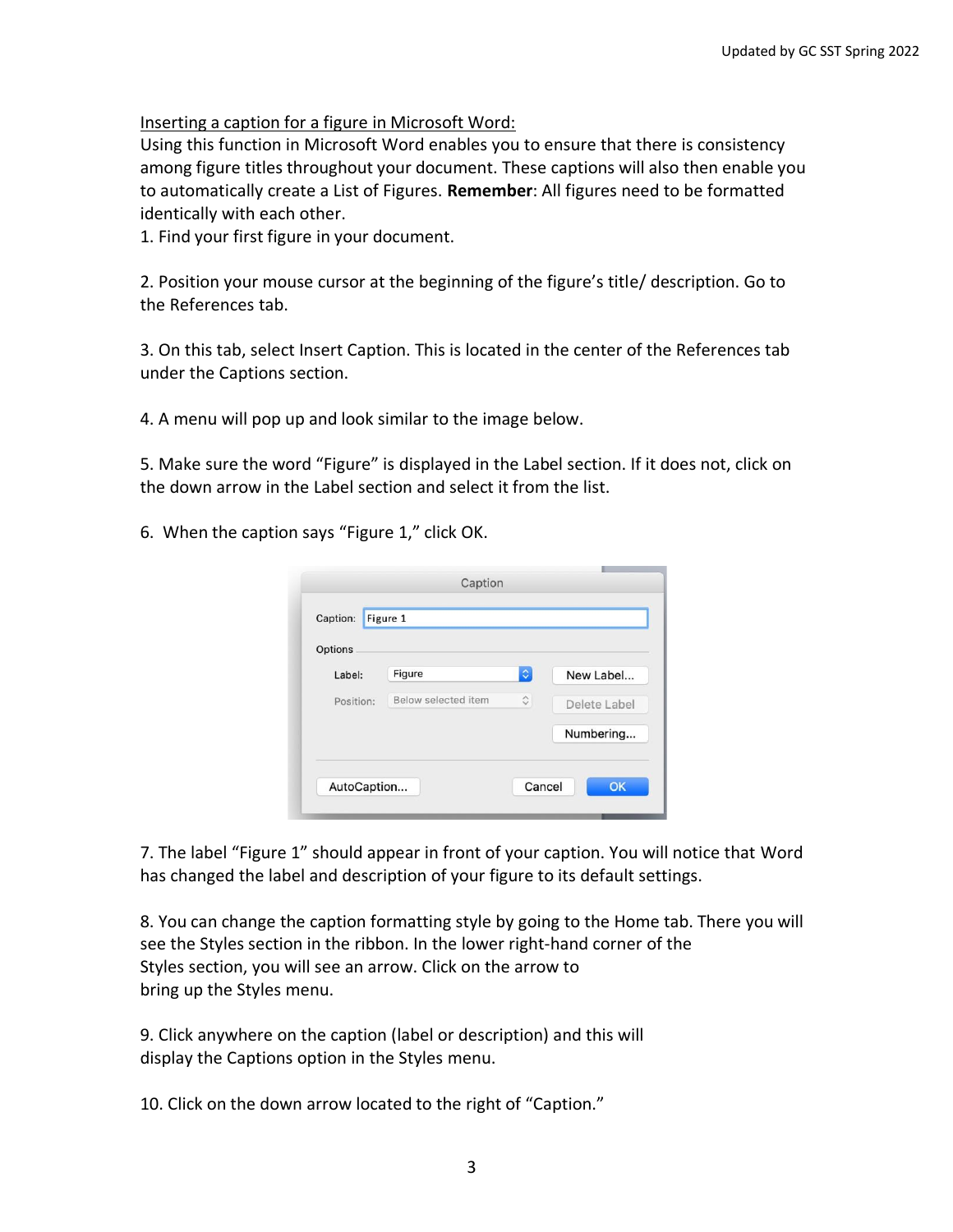Inserting a caption for a figure in Microsoft Word:

Using this function in Microsoft Word enables you to ensure that there is consistency among figure titles throughout your document. These captions will also then enable you to automatically create a List of Figures. **Remember**: All figures need to be formatted identically with each other.

1. Find your first figure in your document.

2. Position your mouse cursor at the beginning of the figure's title/ description. Go to the References tab.

3. On this tab, select Insert Caption. This is located in the center of the References tab under the Captions section.

4. A menu will pop up and look similar to the image below.

5. Make sure the word "Figure" is displayed in the Label section. If it does not, click on the down arrow in the Label section and select it from the list.

6. When the caption says "Figure 1," click OK.

7. The label "Figure 1" should appear in front of your caption. You will notice that Word has changed the label and description of your figure to its default settings.

8. You can change the caption formatting style by going to the Home tab. There you will see the Styles section in the ribbon. In the lower right-hand corner of the Styles section, you will see an arrow. Click on the arrow to bring up the Styles menu.

9. Click anywhere on the caption (label or description) and this will display the Captions option in the Styles menu.

10. Click on the down arrow located to the right of "Caption."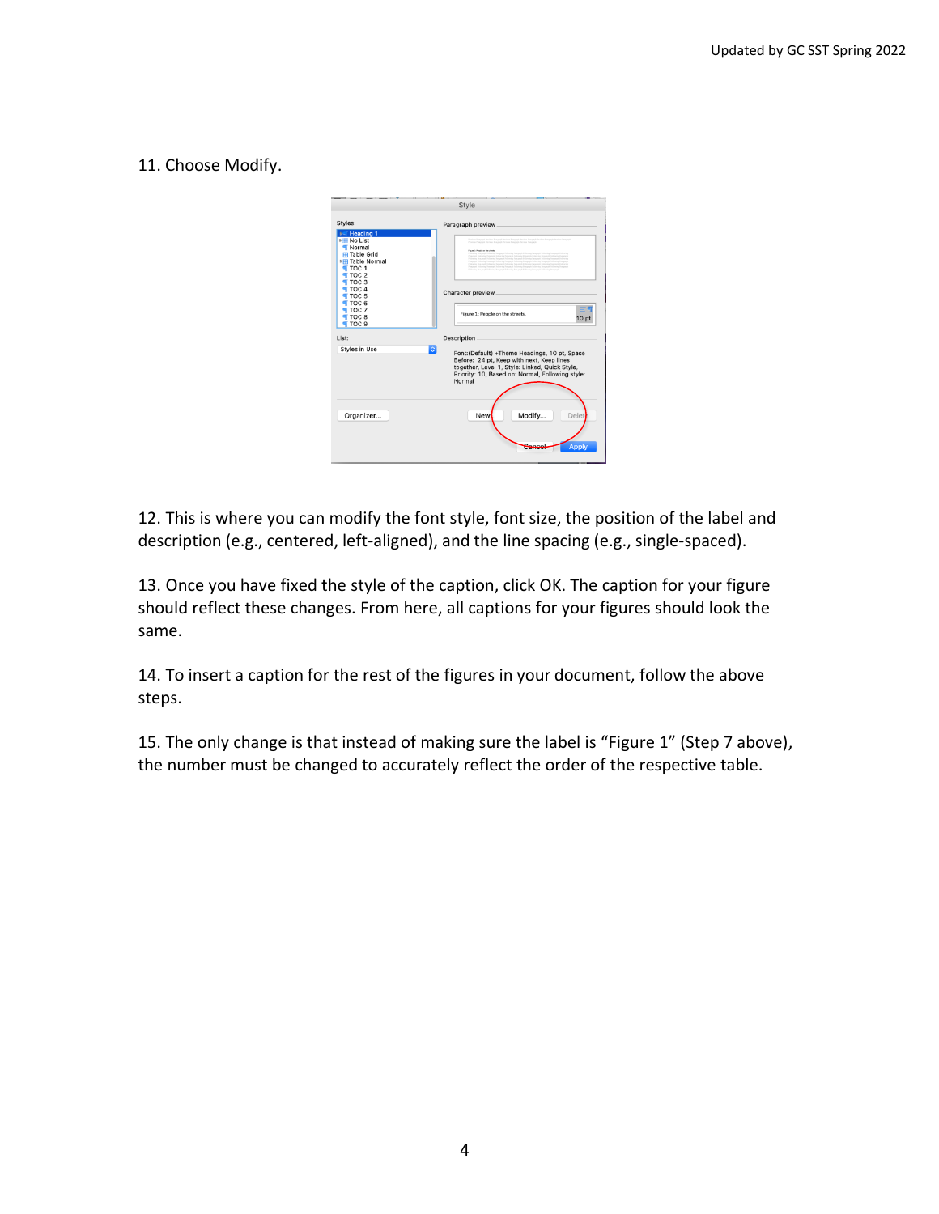11. Choose Modify.

12. This is where you can modify the font style, font size, the position of the label and description (e.g., centered, left-aligned), and the line spacing (e.g., single-spaced).

13. Once you have fixed the style of the caption, click OK. The caption for your figure should reflect these changes. From here, all captions for your figures should look the same.

14. To insert a caption for the rest of the figures in your document, follow the above steps.

15. The only change is that instead of making sure the label is “Figure 1” (Step 7 above), the number must be changed to accurately reflect the order of the respective table.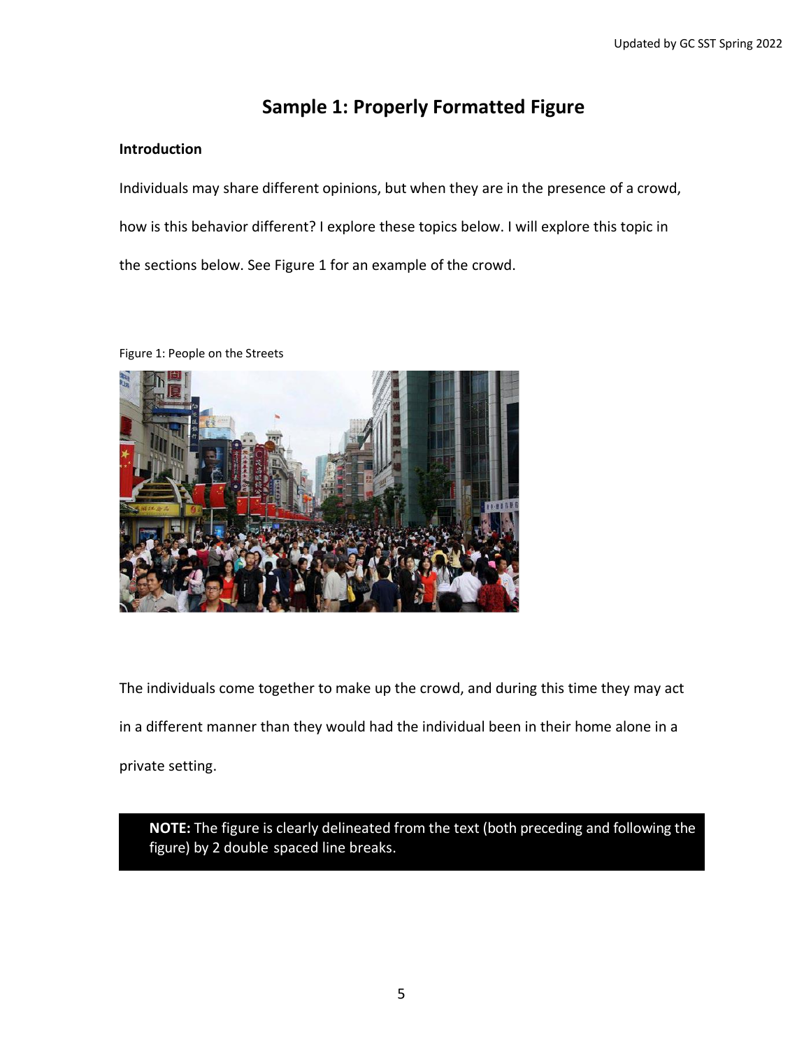# Sample 1: Properly Formatted Figure

**Introduction**

Individuals may share different opinions, but when they are in the presence of a crowd, how is this behavior different? I explore these topics below. I will explore this topic in the sections below. See Figure 1 for an example of the crowd.

Figure 1: People on the Streets

The individuals come together to make up the crowd, and during this time they may act in a different manner than they would had the individual been in their home alone in a private setting.

**NOTE:** The figure is clearly delineated from the text (both preceding and following the figure) by 2 double spaced line breaks.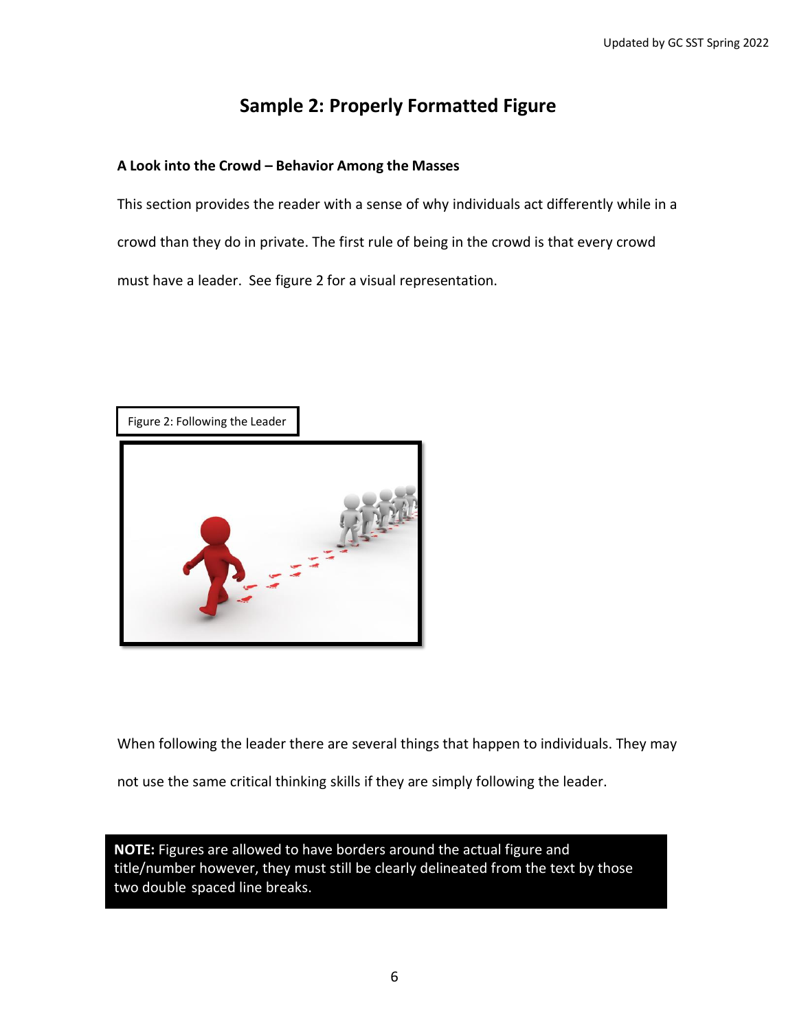# Sample 2: Properly Formatted Figure

**A Look into the Crowd – Behavior Among the Masses**

This section provides the reader with a sense of why individuals act differently while in a crowd than they do in private. The first rule of being in the crowd is that every crowd must have a leader. See figure 2 for a visual representation.

Figure 2: Following the Leader

When following the leader there are several things that happen to individuals. They may not use the same critical thinking skills if they are simply following the leader.

**NOTE:** Figures are allowed to have borders around the actual figure and title/number however, they must still be clearly delineated from the text by those two double spaced line breaks.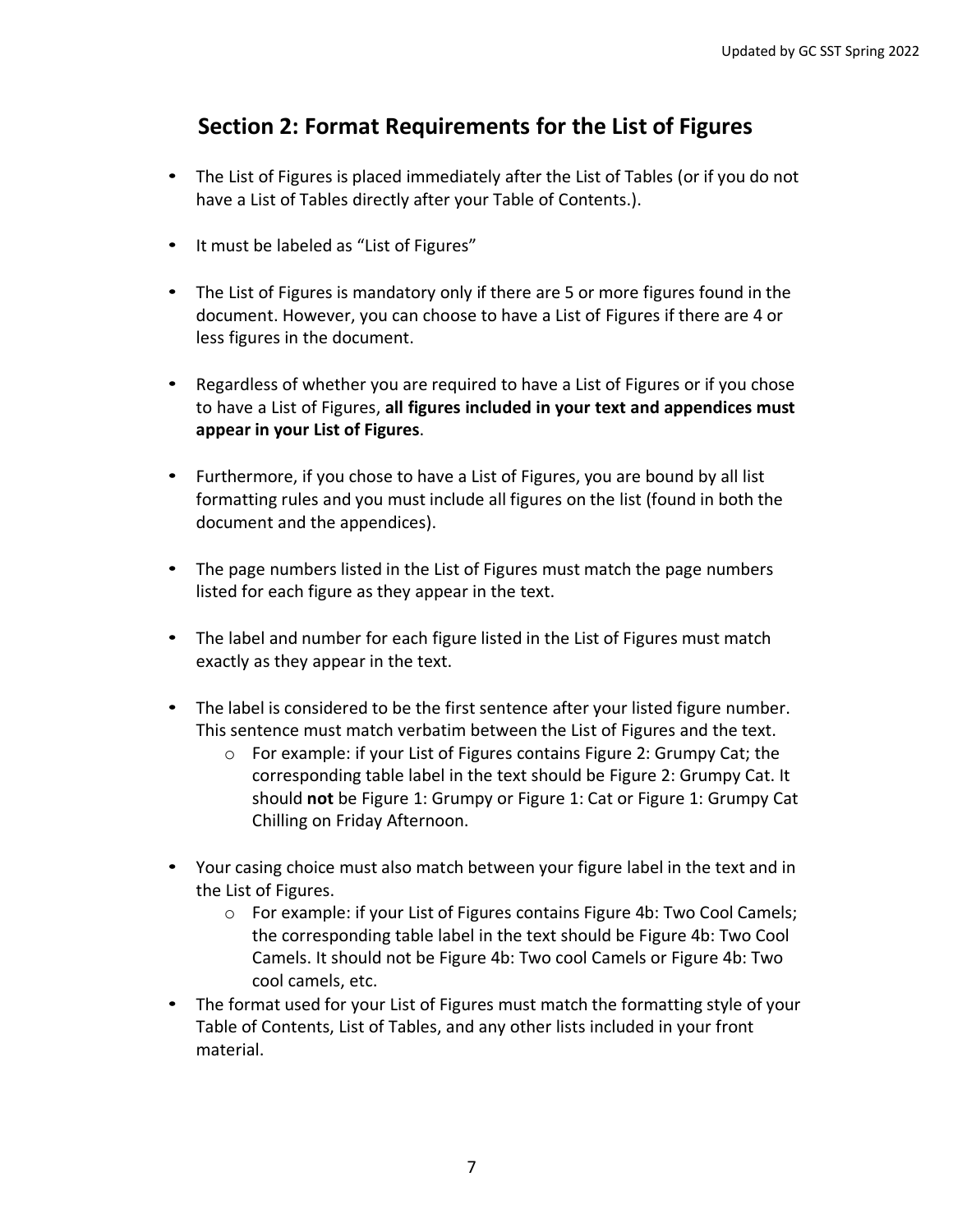## Section 2: Format Requirements for the List of Figures

- The List of Figures is placed immediately after the List of Tables (or if you do not have a List of Tables directly after your Table of Contents.).
- It must be labeled as "List of Figures"
- The List of Figures is mandatory only if there are 5 or more figures found in the document. However, you can choose to have a List of Figures if there are 4 or less figures in the document.
- Regardless of whether you are required to have a List of Figures or if you chose to have a List of Figures, **all figures included in your text and appendices must appear in your List of Figures**.
- Furthermore, if you chose to have a List of Figures, you are bound by all list formatting rules and you must include all figures on the list (found in both the document and the appendices).
- The page numbers listed in the List of Figures must match the page numbers listed for each figure as they appear in the text.
- The label and number for each figure listed in the List of Figures must match exactly as they appear in the text.
- The label is considered to be the first sentence after your listed figure number. This sentence must match verbatim between the List of Figures and the text.
    - For example: if your List of Figures contains Figure 2: Grumpy Cat; the corresponding table label in the text should be Figure 2: Grumpy Cat. It should **not** be Figure 1: Grumpy or Figure 1: Cat or Figure 1: Grumpy Cat Chilling on Friday Afternoon.
- Your casing choice must also match between your figure label in the text and in the List of Figures.
    - For example: if your List of Figures contains Figure 4b: Two Cool Camels; the corresponding table label in the text should be Figure 4b: Two Cool Camels. It should not be Figure 4b: Two cool Camels or Figure 4b: Two cool camels, etc.
- The format used for your List of Figures must match the formatting style of your Table of Contents, List of Tables, and any other lists included in your front material.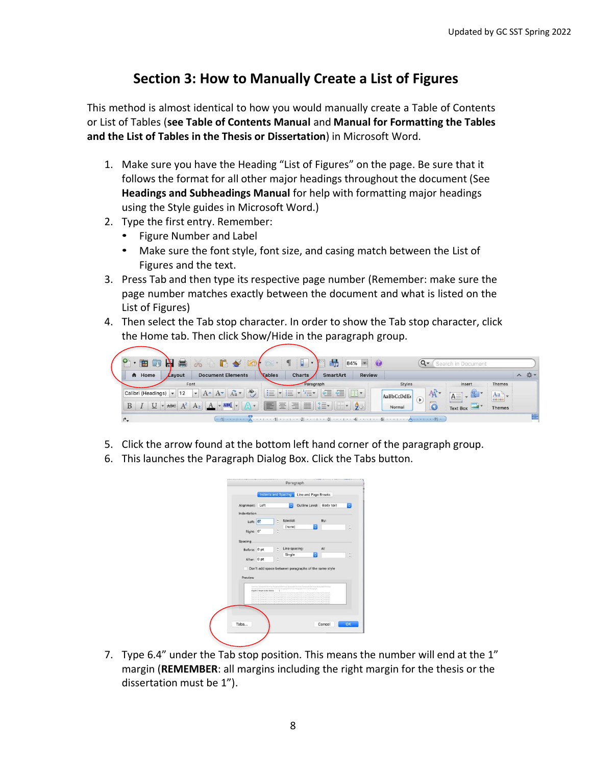# Section 3: How to Manually Create a List of Figures

This method is almost identical to how you would manually create a Table of Contents or List of Tables (**see Table of Contents Manual** and **Manual for Formatting the Tables and the List of Tables in the Thesis or Dissertation**) in Microsoft Word.

1. Make sure you have the Heading "List of Figures" on the page. Be sure that it follows the format for all other major headings throughout the document (See **Headings and Subheadings Manual** for help with formatting major headings using the Style guides in Microsoft Word.)
2. Type the first entry. Remember:
   - Figure Number and Label
   - Make sure the font style, font size, and casing match between the List of Figures and the text.
3. Press Tab and then type its respective page number (Remember: make sure the page number matches exactly between the document and what is listed on the List of Figures)
4. Then select the Tab stop character. In order to show the Tab stop character, click the Home tab. Then click Show/Hide in the paragraph group.
5. Click the arrow found at the bottom left hand corner of the paragraph group.
6. This launches the Paragraph Dialog Box. Click the Tabs button.
7. Type 6.4" under the Tab stop position. This means the number will end at the 1" margin (**REMEMBER**: all margins including the right margin for the thesis or the dissertation must be 1").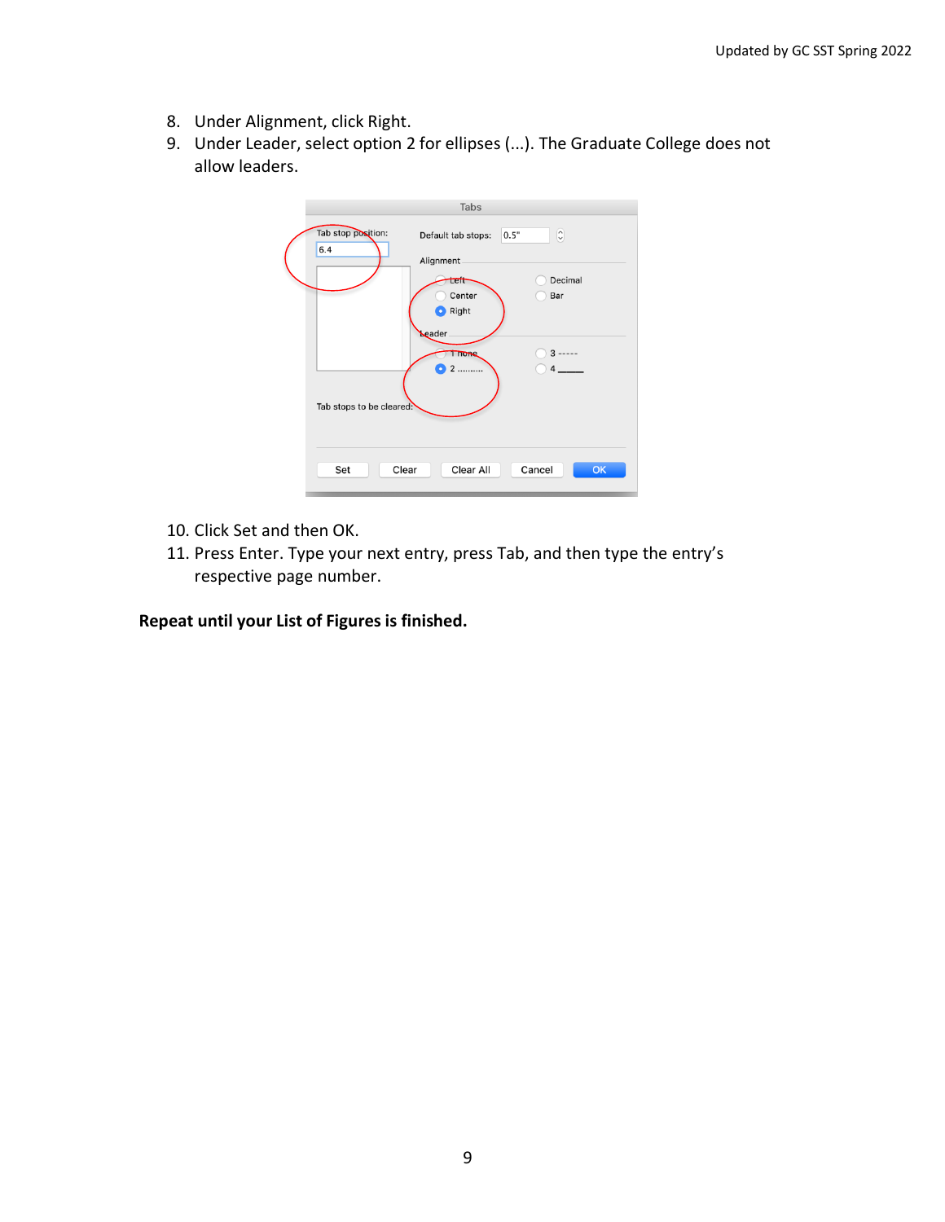8. Under Alignment, click Right.
9. Under Leader, select option 2 for ellipses (...). The Graduate College does not allow leaders.

10. Click Set and then OK.
11. Press Enter. Type your next entry, press Tab, and then type the entry's respective page number.

**Repeat until your List of Figures is finished.**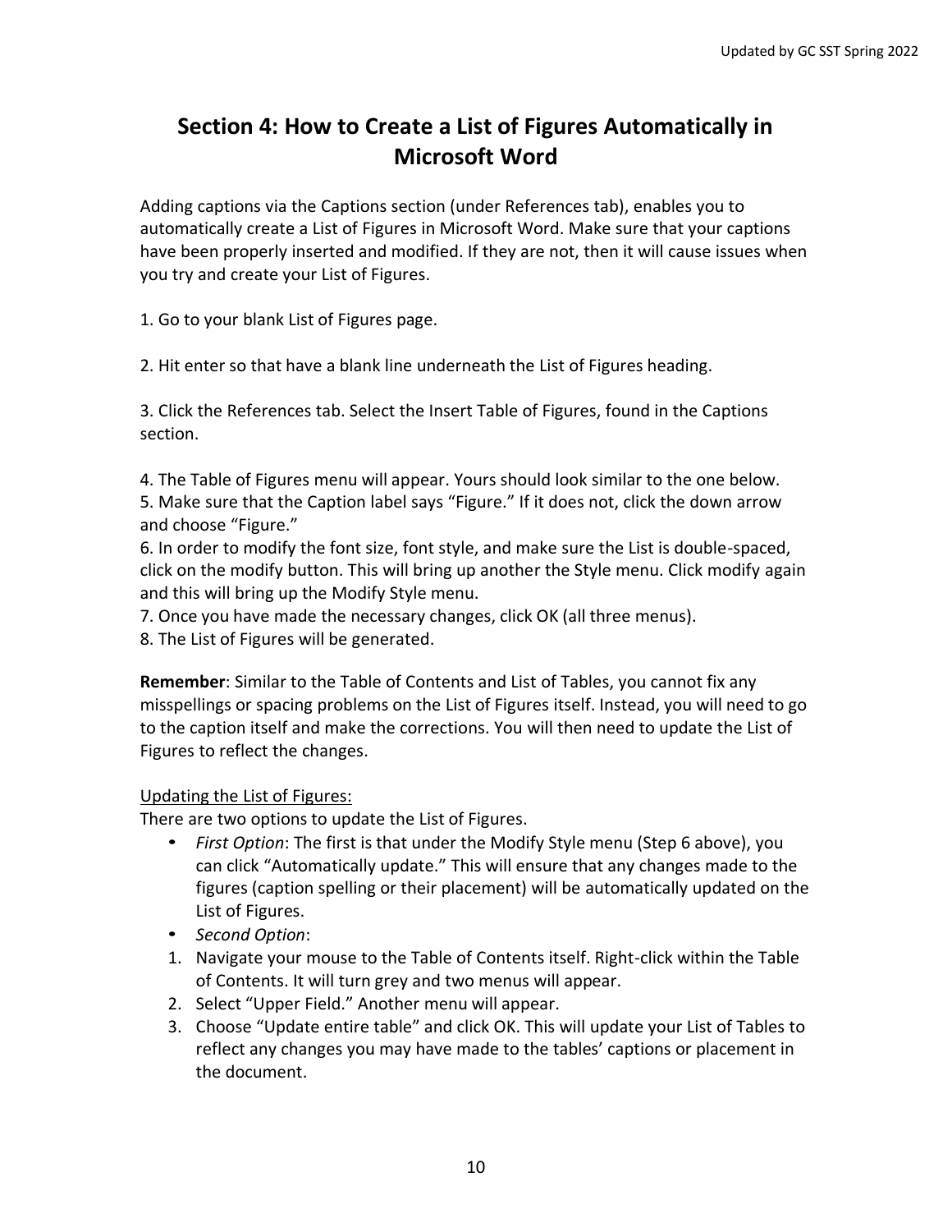# Section 4: How to Create a List of Figures Automatically in Microsoft Word

Adding captions via the Captions section (under References tab), enables you to automatically create a List of Figures in Microsoft Word. Make sure that your captions have been properly inserted and modified. If they are not, then it will cause issues when you try and create your List of Figures.

1. Go to your blank List of Figures page.

2. Hit enter so that have a blank line underneath the List of Figures heading.

3. Click the References tab. Select the Insert Table of Figures, found in the Captions section.

4. The Table of Figures menu will appear. Yours should look similar to the one below.
5. Make sure that the Caption label says "Figure." If it does not, click the down arrow and choose "Figure."
6. In order to modify the font size, font style, and make sure the List is double-spaced, click on the modify button. This will bring up another the Style menu. Click modify again and this will bring up the Modify Style menu.
7. Once you have made the necessary changes, click OK (all three menus).
8. The List of Figures will be generated.

**Remember**: Similar to the Table of Contents and List of Tables, you cannot fix any misspellings or spacing problems on the List of Figures itself. Instead, you will need to go to the caption itself and make the corrections. You will then need to update the List of Figures to reflect the changes.

<u>Updating the List of Figures:</u>

There are two options to update the List of Figures.

- *First Option*: The first is that under the Modify Style menu (Step 6 above), you can click "Automatically update." This will ensure that any changes made to the figures (caption spelling or their placement) will be automatically updated on the List of Figures.
- *Second Option*:

1. Navigate your mouse to the Table of Contents itself. Right-click within the Table of Contents. It will turn grey and two menus will appear.
2. Select "Upper Field." Another menu will appear.
3. Choose "Update entire table" and click OK. This will update your List of Tables to reflect any changes you may have made to the tables' captions or placement in the document.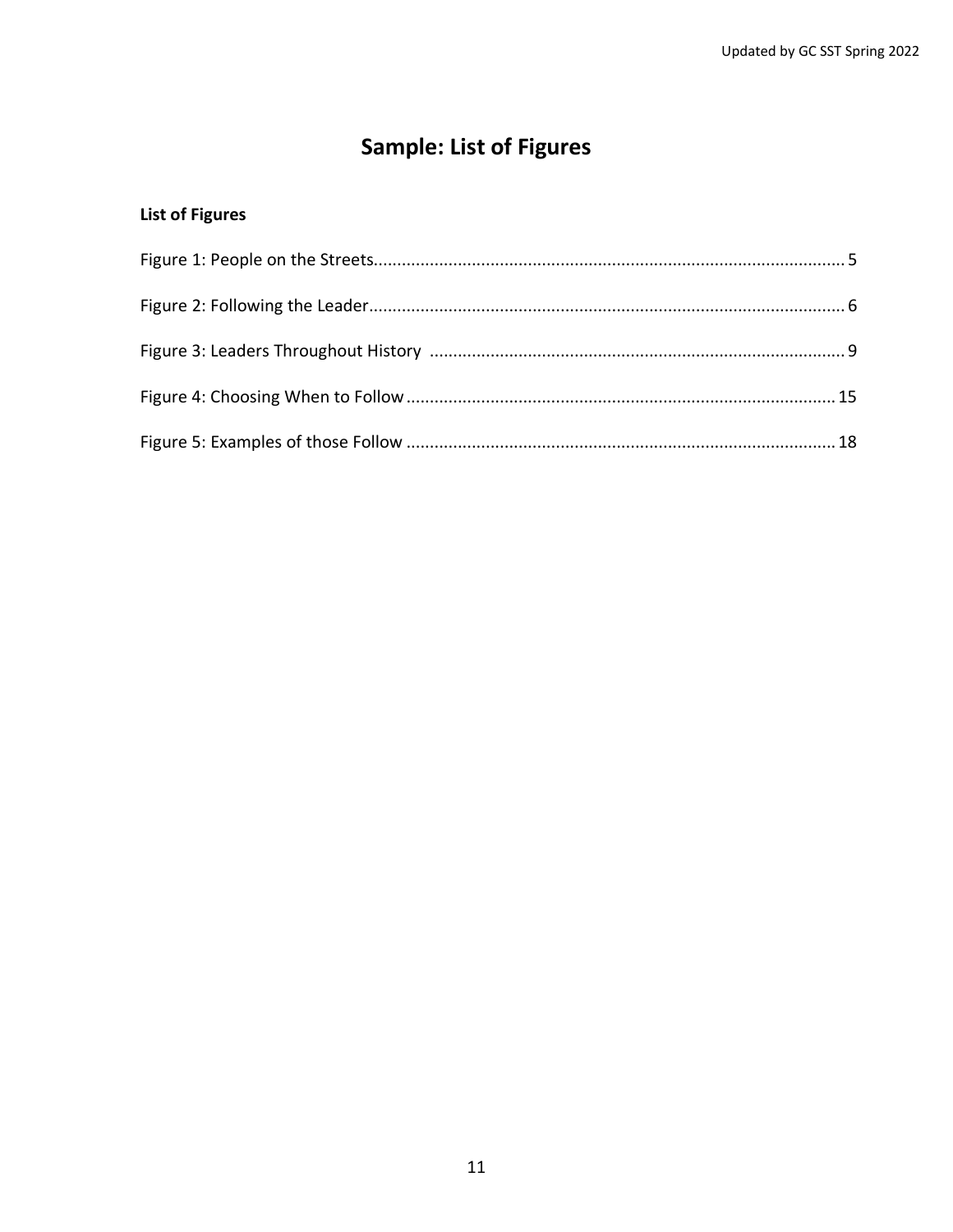# Sample: List of Figures

**List of Figures**

Figure 1: People on the Streets.................................................................................................... 5

Figure 2: Following the Leader..................................................................................................... 6

Figure 3: Leaders Throughout History ........................................................................................ 9

Figure 4: Choosing When to Follow........................................................................................... 15

Figure 5: Examples of those Follow ........................................................................................... 18